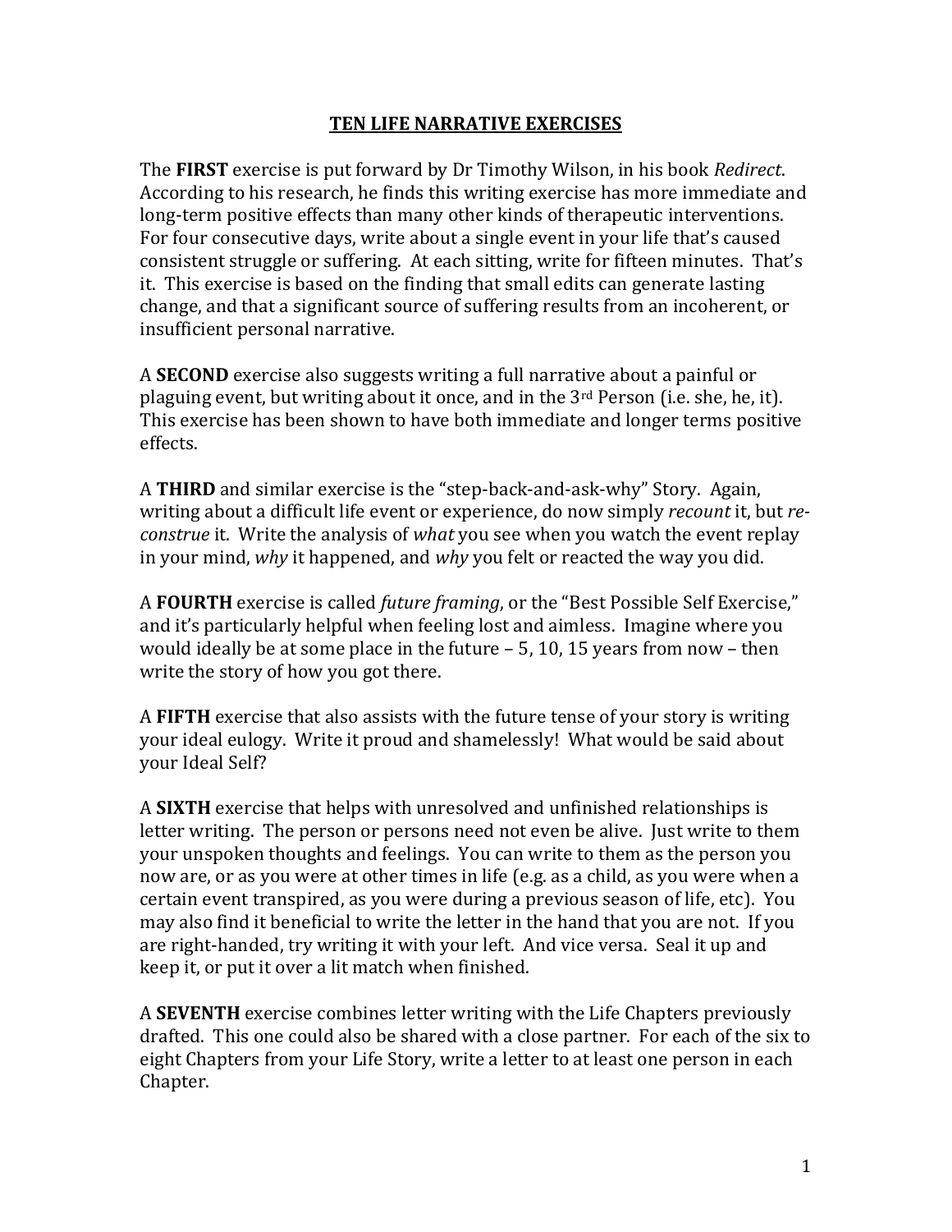# <u>TEN LIFE NARRATIVE EXERCISES</u>

The **FIRST** exercise is put forward by Dr Timothy Wilson, in his book *Redirect*. According to his research, he finds this writing exercise has more immediate and long-term positive effects than many other kinds of therapeutic interventions. For four consecutive days, write about a single event in your life that's caused consistent struggle or suffering. At each sitting, write for fifteen minutes. That's it. This exercise is based on the finding that small edits can generate lasting change, and that a significant source of suffering results from an incoherent, or insufficient personal narrative.

A **SECOND** exercise also suggests writing a full narrative about a painful or plaguing event, but writing about it once, and in the 3rd Person (i.e. she, he, it). This exercise has been shown to have both immediate and longer terms positive effects.

A **THIRD** and similar exercise is the "step-back-and-ask-why" Story. Again, writing about a difficult life event or experience, do now simply *recount* it, but *re-construe* it. Write the analysis of *what* you see when you watch the event replay in your mind, *why* it happened, and *why* you felt or reacted the way you did.

A **FOURTH** exercise is called *future framing*, or the "Best Possible Self Exercise," and it's particularly helpful when feeling lost and aimless. Imagine where you would ideally be at some place in the future – 5, 10, 15 years from now – then write the story of how you got there.

A **FIFTH** exercise that also assists with the future tense of your story is writing your ideal eulogy. Write it proud and shamelessly! What would be said about your Ideal Self?

A **SIXTH** exercise that helps with unresolved and unfinished relationships is letter writing. The person or persons need not even be alive. Just write to them your unspoken thoughts and feelings. You can write to them as the person you now are, or as you were at other times in life (e.g. as a child, as you were when a certain event transpired, as you were during a previous season of life, etc). You may also find it beneficial to write the letter in the hand that you are not. If you are right-handed, try writing it with your left. And vice versa. Seal it up and keep it, or put it over a lit match when finished.

A **SEVENTH** exercise combines letter writing with the Life Chapters previously drafted. This one could also be shared with a close partner. For each of the six to eight Chapters from your Life Story, write a letter to at least one person in each Chapter.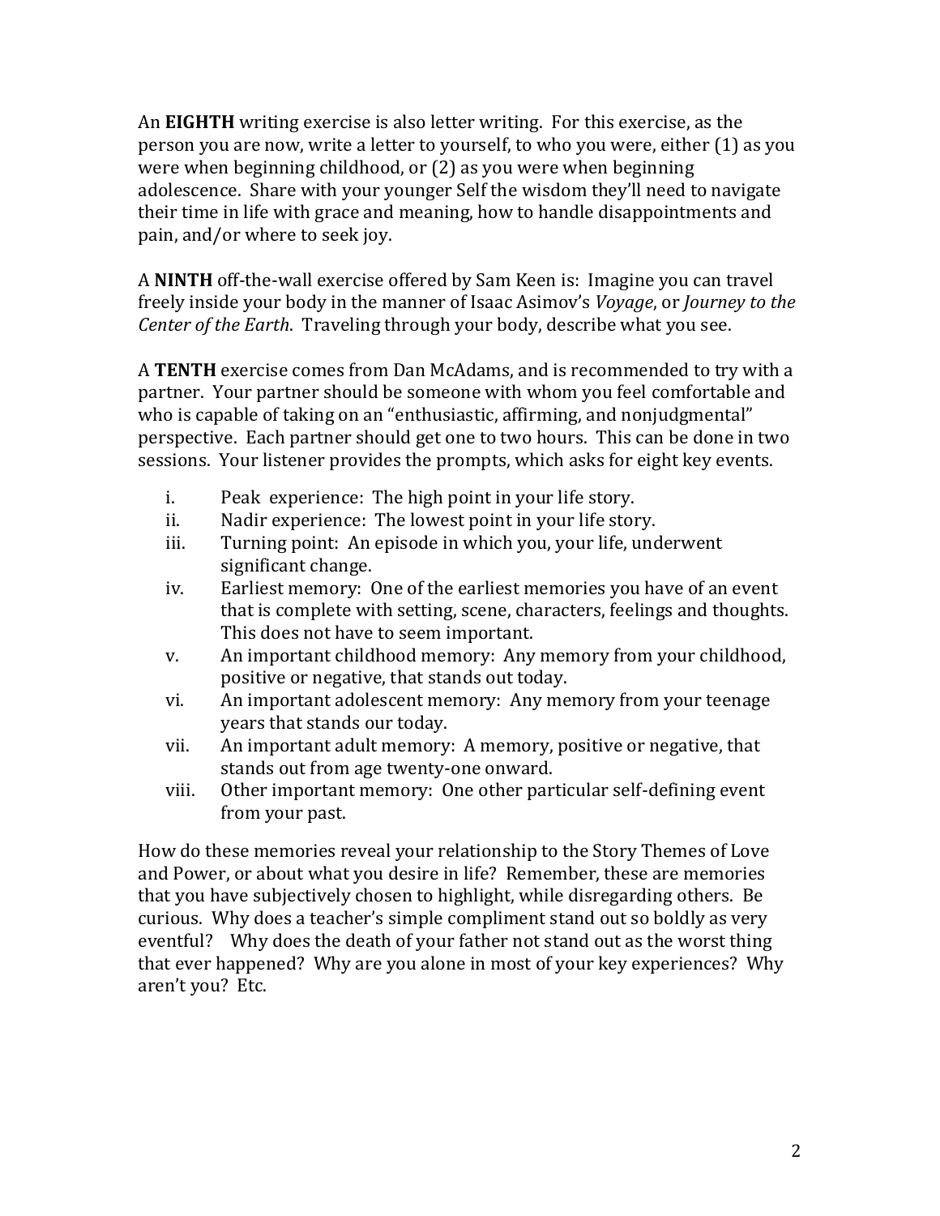An **EIGHTH** writing exercise is also letter writing. For this exercise, as the person you are now, write a letter to yourself, to who you were, either (1) as you were when beginning childhood, or (2) as you were when beginning adolescence. Share with your younger Self the wisdom they'll need to navigate their time in life with grace and meaning, how to handle disappointments and pain, and/or where to seek joy.

A **NINTH** off-the-wall exercise offered by Sam Keen is: Imagine you can travel freely inside your body in the manner of Isaac Asimov's *Voyage*, or *Journey to the Center of the Earth*. Traveling through your body, describe what you see.

A **TENTH** exercise comes from Dan McAdams, and is recommended to try with a partner. Your partner should be someone with whom you feel comfortable and who is capable of taking on an "enthusiastic, affirming, and nonjudgmental" perspective. Each partner should get one to two hours. This can be done in two sessions. Your listener provides the prompts, which asks for eight key events.

- i. Peak experience: The high point in your life story.
- ii. Nadir experience: The lowest point in your life story.
- iii. Turning point: An episode in which you, your life, underwent significant change.
- iv. Earliest memory: One of the earliest memories you have of an event that is complete with setting, scene, characters, feelings and thoughts. This does not have to seem important.
- v. An important childhood memory: Any memory from your childhood, positive or negative, that stands out today.
- vi. An important adolescent memory: Any memory from your teenage years that stands our today.
- vii. An important adult memory: A memory, positive or negative, that stands out from age twenty-one onward.
- viii. Other important memory: One other particular self-defining event from your past.

How do these memories reveal your relationship to the Story Themes of Love and Power, or about what you desire in life? Remember, these are memories that you have subjectively chosen to highlight, while disregarding others. Be curious. Why does a teacher's simple compliment stand out so boldly as very eventful? Why does the death of your father not stand out as the worst thing that ever happened? Why are you alone in most of your key experiences? Why aren't you? Etc.